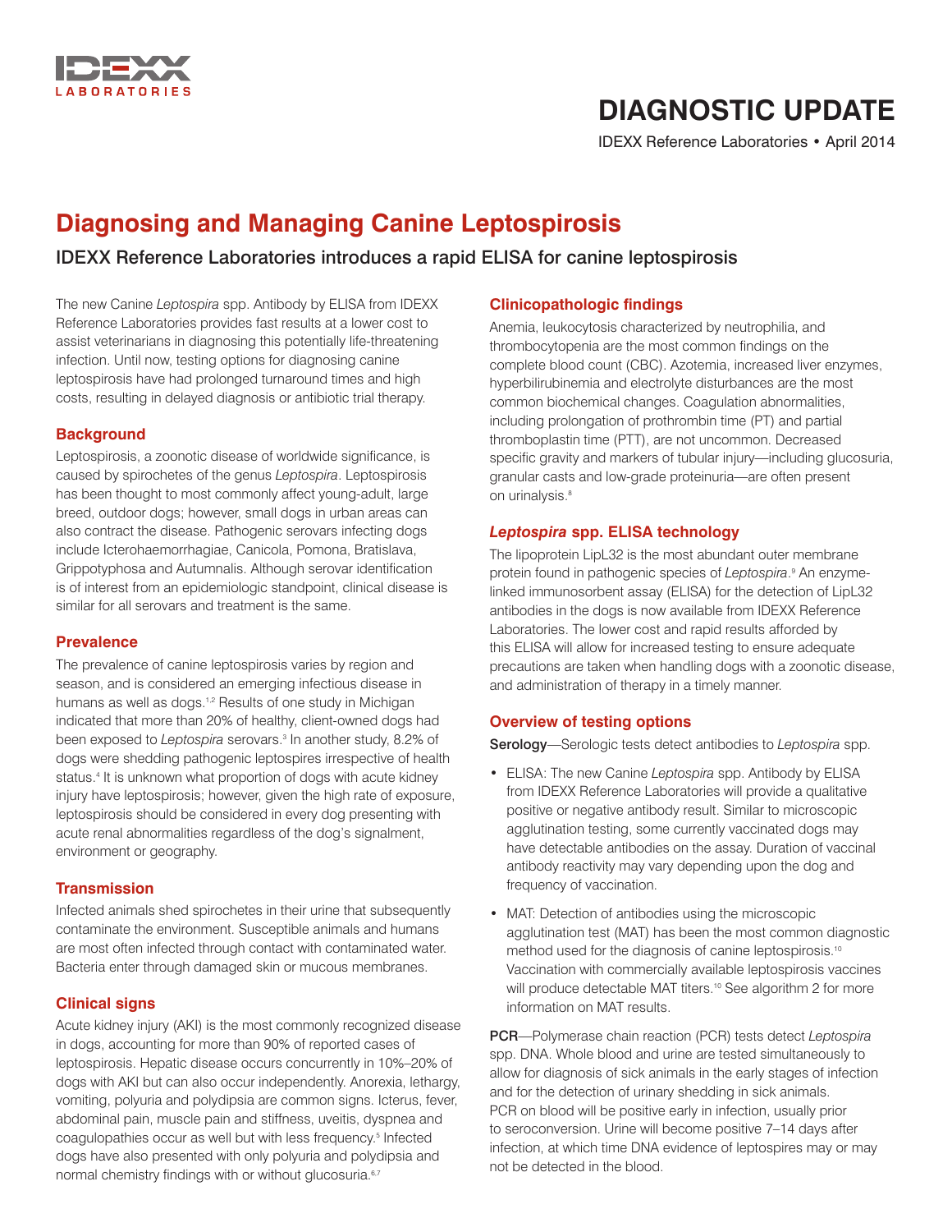# DIAGNOSTIC UPDATE

IDEXX Reference Laboratories • April 2014

## Diagnosing and Managing Canine Leptospirosis

### IDEXX Reference Laboratories introduces a rapid ELISA for canine leptospirosis

The new Canine *Leptospira* spp. Antibody by ELISA from IDEXX Reference Laboratories provides fast results at a lower cost to assist veterinarians in diagnosing this potentially life-threatening infection. Until now, testing options for diagnosing canine leptospirosis have had prolonged turnaround times and high costs, resulting in delayed diagnosis or antibiotic trial therapy.

### Background

Leptospirosis, a zoonotic disease of worldwide significance, is caused by spirochetes of the genus *Leptospira*. Leptospirosis has been thought to most commonly affect young-adult, large breed, outdoor dogs; however, small dogs in urban areas can also contract the disease. Pathogenic serovars infecting dogs include Icterohaemorrhagiae, Canicola, Pomona, Bratislava, Grippotyphosa and Autumnalis. Although serovar identification is of interest from an epidemiologic standpoint, clinical disease is similar for all serovars and treatment is the same.

### Prevalence

The prevalence of canine leptospirosis varies by region and season, and is considered an emerging infectious disease in humans as well as dogs.[1,2] Results of one study in Michigan indicated that more than 20% of healthy, client-owned dogs had been exposed to *Leptospira* serovars.[3] In another study, 8.2% of dogs were shedding pathogenic leptospires irrespective of health status.[4] It is unknown what proportion of dogs with acute kidney injury have leptospirosis; however, given the high rate of exposure, leptospirosis should be considered in every dog presenting with acute renal abnormalities regardless of the dog's signalment, environment or geography.

### Transmission

Infected animals shed spirochetes in their urine that subsequently contaminate the environment. Susceptible animals and humans are most often infected through contact with contaminated water. Bacteria enter through damaged skin or mucous membranes.

### Clinical signs

Acute kidney injury (AKI) is the most commonly recognized disease in dogs, accounting for more than 90% of reported cases of leptospirosis. Hepatic disease occurs concurrently in 10%–20% of dogs with AKI but can also occur independently. Anorexia, lethargy, vomiting, polyuria and polydipsia are common signs. Icterus, fever, abdominal pain, muscle pain and stiffness, uveitis, dyspnea and coagulopathies occur as well but with less frequency.[5] Infected dogs have also presented with only polyuria and polydipsia and normal chemistry findings with or without glucosuria.[6,7]

### Clinicopathologic findings

Anemia, leukocytosis characterized by neutrophilia, and thrombocytopenia are the most common findings on the complete blood count (CBC). Azotemia, increased liver enzymes, hyperbilirubinemia and electrolyte disturbances are the most common biochemical changes. Coagulation abnormalities, including prolongation of prothrombin time (PT) and partial thromboplastin time (PTT), are not uncommon. Decreased specific gravity and markers of tubular injury—including glucosuria, granular casts and low-grade proteinuria—are often present on urinalysis.[8]

### *Leptospira* spp. ELISA technology

The lipoprotein LipL32 is the most abundant outer membrane protein found in pathogenic species of *Leptospira*.[9] An enzyme-linked immunosorbent assay (ELISA) for the detection of LipL32 antibodies in the dogs is now available from IDEXX Reference Laboratories. The lower cost and rapid results afforded by this ELISA will allow for increased testing to ensure adequate precautions are taken when handling dogs with a zoonotic disease, and administration of therapy in a timely manner.

### Overview of testing options

**Serology**—Serologic tests detect antibodies to *Leptospira* spp.

- ELISA: The new Canine *Leptospira* spp. Antibody by ELISA from IDEXX Reference Laboratories will provide a qualitative positive or negative antibody result. Similar to microscopic agglutination testing, some currently vaccinated dogs may have detectable antibodies on the assay. Duration of vaccinal antibody reactivity may vary depending upon the dog and frequency of vaccination.
- MAT: Detection of antibodies using the microscopic agglutination test (MAT) has been the most common diagnostic method used for the diagnosis of canine leptospirosis.[10] Vaccination with commercially available leptospirosis vaccines will produce detectable MAT titers.[10] See algorithm 2 for more information on MAT results.

**PCR**—Polymerase chain reaction (PCR) tests detect *Leptospira* spp. DNA. Whole blood and urine are tested simultaneously to allow for diagnosis of sick animals in the early stages of infection and for the detection of urinary shedding in sick animals. PCR on blood will be positive early in infection, usually prior to seroconversion. Urine will become positive 7–14 days after infection, at which time DNA evidence of leptospires may or may not be detected in the blood.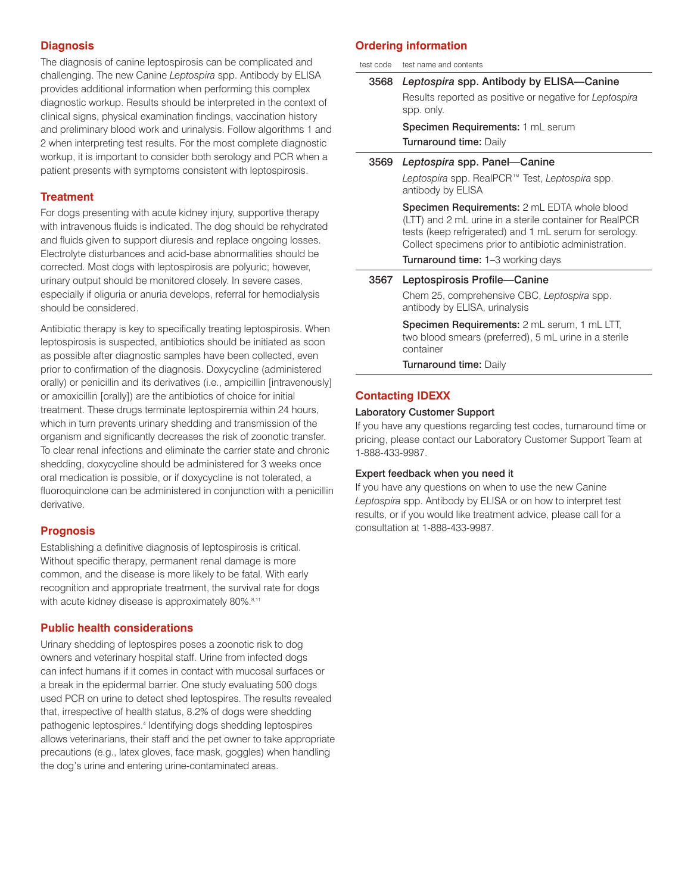## Diagnosis

The diagnosis of canine leptospirosis can be complicated and challenging. The new Canine *Leptospira* spp. Antibody by ELISA provides additional information when performing this complex diagnostic workup. Results should be interpreted in the context of clinical signs, physical examination findings, vaccination history and preliminary blood work and urinalysis. Follow algorithms 1 and 2 when interpreting test results. For the most complete diagnostic workup, it is important to consider both serology and PCR when a patient presents with symptoms consistent with leptospirosis.

## Treatment

For dogs presenting with acute kidney injury, supportive therapy with intravenous fluids is indicated. The dog should be rehydrated and fluids given to support diuresis and replace ongoing losses. Electrolyte disturbances and acid-base abnormalities should be corrected. Most dogs with leptospirosis are polyuric; however, urinary output should be monitored closely. In severe cases, especially if oliguria or anuria develops, referral for hemodialysis should be considered.

Antibiotic therapy is key to specifically treating leptospirosis. When leptospirosis is suspected, antibiotics should be initiated as soon as possible after diagnostic samples have been collected, even prior to confirmation of the diagnosis. Doxycycline (administered orally) or penicillin and its derivatives (i.e., ampicillin [intravenously] or amoxicillin [orally]) are the antibiotics of choice for initial treatment. These drugs terminate leptospiremia within 24 hours, which in turn prevents urinary shedding and transmission of the organism and significantly decreases the risk of zoonotic transfer. To clear renal infections and eliminate the carrier state and chronic shedding, doxycycline should be administered for 3 weeks once oral medication is possible, or if doxycycline is not tolerated, a fluoroquinolone can be administered in conjunction with a penicillin derivative.

## Prognosis

Establishing a definitive diagnosis of leptospirosis is critical. Without specific therapy, permanent renal damage is more common, and the disease is more likely to be fatal. With early recognition and appropriate treatment, the survival rate for dogs with acute kidney disease is approximately 80%.[8,11]

## Public health considerations

Urinary shedding of leptospires poses a zoonotic risk to dog owners and veterinary hospital staff. Urine from infected dogs can infect humans if it comes in contact with mucosal surfaces or a break in the epidermal barrier. One study evaluating 500 dogs used PCR on urine to detect shed leptospires. The results revealed that, irrespective of health status, 8.2% of dogs were shedding pathogenic leptospires.[4] Identifying dogs shedding leptospires allows veterinarians, their staff and the pet owner to take appropriate precautions (e.g., latex gloves, face mask, goggles) when handling the dog's urine and entering urine-contaminated areas.

## Ordering information

| test code | test name and contents |
|---|---|
| 3568 | ***Leptospira* spp. Antibody by ELISA—Canine**<br>Results reported as positive or negative for *Leptospira* spp. only.<br>**Specimen Requirements:** 1 mL serum<br>**Turnaround time:** Daily |
| 3569 | ***Leptospira* spp. Panel—Canine**<br>*Leptospira* spp. RealPCR™ Test, *Leptospira* spp. antibody by ELISA<br>**Specimen Requirements:** 2 mL EDTA whole blood (LTT) and 2 mL urine in a sterile container for RealPCR tests (keep refrigerated) and 1 mL serum for serology. Collect specimens prior to antibiotic administration.<br>**Turnaround time:** 1–3 working days |
| 3567 | **Leptospirosis Profile—Canine**<br>Chem 25, comprehensive CBC, *Leptospira* spp. antibody by ELISA, urinalysis<br>**Specimen Requirements:** 2 mL serum, 1 mL LTT, two blood smears (preferred), 5 mL urine in a sterile container<br>**Turnaround time:** Daily |

## Contacting IDEXX

### Laboratory Customer Support

If you have any questions regarding test codes, turnaround time or pricing, please contact our Laboratory Customer Support Team at 1-888-433-9987.

### Expert feedback when you need it

If you have any questions on when to use the new Canine *Leptospira* spp. Antibody by ELISA or on how to interpret test results, or if you would like treatment advice, please call for a consultation at 1-888-433-9987.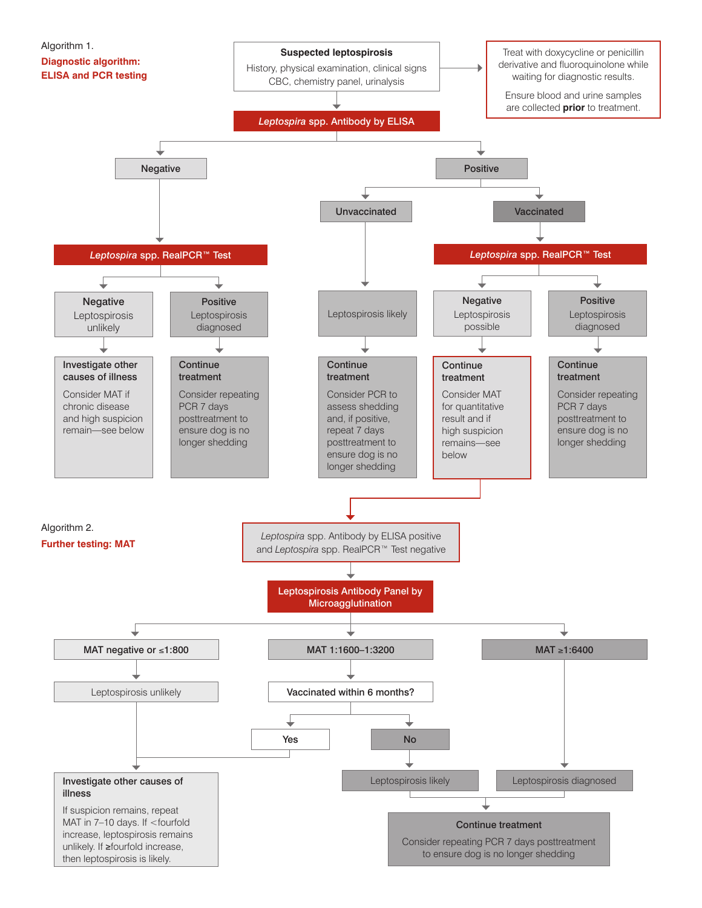Algorithm 1.

**Diagnostic algorithm: ELISA and PCR testing**

**Suspected leptospirosis**

History, physical examination, clinical signs
CBC, chemistry panel, urinalysis

→ Treat with doxycycline or penicillin derivative and fluoroquinolone while waiting for diagnostic results.

Ensure blood and urine samples are collected **prior** to treatment.

***Leptospira* spp. Antibody by ELISA**

- **Negative**
  - ***Leptospira* spp. RealPCR™ Test**
    - **Negative** — Leptospirosis unlikely
      - **Investigate other causes of illness** — Consider MAT if chronic disease and high suspicion remain—see below
    - **Positive** — Leptospirosis diagnosed
      - **Continue treatment** — Consider repeating PCR 7 days posttreatment to ensure dog is no longer shedding
- **Positive**
  - **Unvaccinated**
    - Leptospirosis likely
      - **Continue treatment** — Consider PCR to assess shedding and, if positive, repeat 7 days posttreatment to ensure dog is no longer shedding
  - **Vaccinated**
    - ***Leptospira* spp. RealPCR™ Test**
      - **Negative** — Leptospirosis possible
        - **Continue treatment** — Consider MAT for quantitative result and if high suspicion remains—see below
      - **Positive** — Leptospirosis diagnosed
        - **Continue treatment** — Consider repeating PCR 7 days posttreatment to ensure dog is no longer shedding

Algorithm 2.

**Further testing: MAT**

*Leptospira* spp. Antibody by ELISA positive and *Leptospira* spp. RealPCR™ Test negative

**Leptospirosis Antibody Panel by Microagglutination**

- **MAT negative or ≤1:800**
  - Leptospirosis unlikely
    - **Investigate other causes of illness** — If suspicion remains, repeat MAT in 7–10 days. If <fourfold increase, leptospirosis remains unlikely. If ≥fourfold increase, then leptospirosis is likely.
- **MAT 1:1600–1:3200**
  - **Vaccinated within 6 months?**
    - **Yes** → **Investigate other causes of illness**
    - **No** → Leptospirosis likely → **Continue treatment**
- **MAT ≥1:6400**
  - Leptospirosis diagnosed → **Continue treatment**

**Continue treatment**

Consider repeating PCR 7 days posttreatment to ensure dog is no longer shedding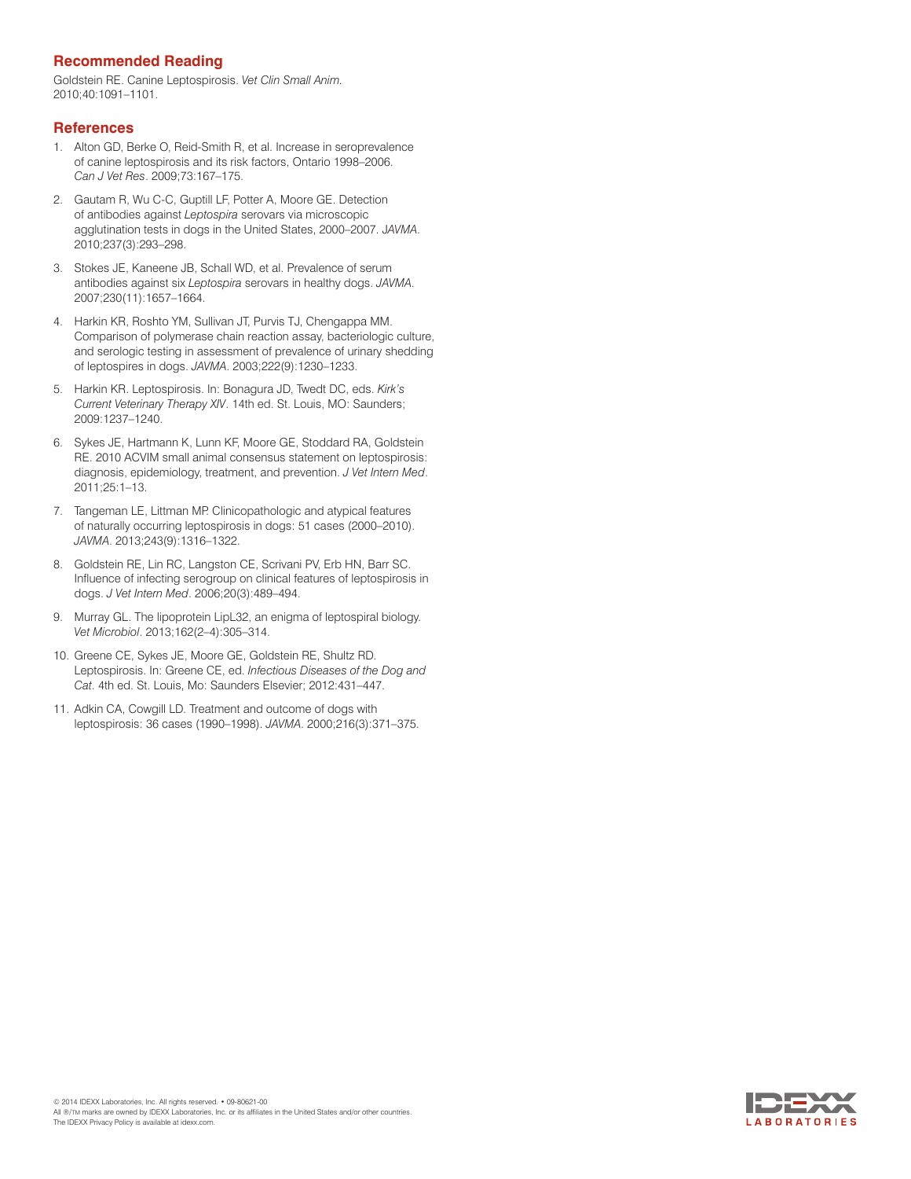## Recommended Reading

Goldstein RE. Canine Leptospirosis. *Vet Clin Small Anim.* 2010;40:1091–1101.

## References

1. Alton GD, Berke O, Reid-Smith R, et al. Increase in seroprevalence of canine leptospirosis and its risk factors, Ontario 1998–2006. *Can J Vet Res*. 2009;73:167–175.
2. Gautam R, Wu C-C, Guptill LF, Potter A, Moore GE. Detection of antibodies against *Leptospira* serovars via microscopic agglutination tests in dogs in the United States, 2000–2007. *JAVMA*. 2010;237(3):293–298.
3. Stokes JE, Kaneene JB, Schall WD, et al. Prevalence of serum antibodies against six *Leptospira* serovars in healthy dogs. *JAVMA*. 2007;230(11):1657–1664.
4. Harkin KR, Roshto YM, Sullivan JT, Purvis TJ, Chengappa MM. Comparison of polymerase chain reaction assay, bacteriologic culture, and serologic testing in assessment of prevalence of urinary shedding of leptospires in dogs. *JAVMA*. 2003;222(9):1230–1233.
5. Harkin KR. Leptospirosis. In: Bonagura JD, Twedt DC, eds. *Kirk's Current Veterinary Therapy XIV*. 14th ed. St. Louis, MO: Saunders; 2009:1237–1240.
6. Sykes JE, Hartmann K, Lunn KF, Moore GE, Stoddard RA, Goldstein RE. 2010 ACVIM small animal consensus statement on leptospirosis: diagnosis, epidemiology, treatment, and prevention. *J Vet Intern Med*. 2011;25:1–13.
7. Tangeman LE, Littman MP. Clinicopathologic and atypical features of naturally occurring leptospirosis in dogs: 51 cases (2000–2010). *JAVMA*. 2013;243(9):1316–1322.
8. Goldstein RE, Lin RC, Langston CE, Scrivani PV, Erb HN, Barr SC. Influence of infecting serogroup on clinical features of leptospirosis in dogs. *J Vet Intern Med*. 2006;20(3):489–494.
9. Murray GL. The lipoprotein LipL32, an enigma of leptospiral biology. *Vet Microbiol*. 2013;162(2–4):305–314.
10. Greene CE, Sykes JE, Moore GE, Goldstein RE, Shultz RD. Leptospirosis. In: Greene CE, ed. *Infectious Diseases of the Dog and Cat*. 4th ed. St. Louis, Mo: Saunders Elsevier; 2012:431–447.
11. Adkin CA, Cowgill LD. Treatment and outcome of dogs with leptospirosis: 36 cases (1990–1998). *JAVMA*. 2000;216(3):371–375.

© 2014 IDEXX Laboratories, Inc. All rights reserved. • 09-80621-00
All ®/TM marks are owned by IDEXX Laboratories, Inc. or its affiliates in the United States and/or other countries.
The IDEXX Privacy Policy is available at idexx.com.